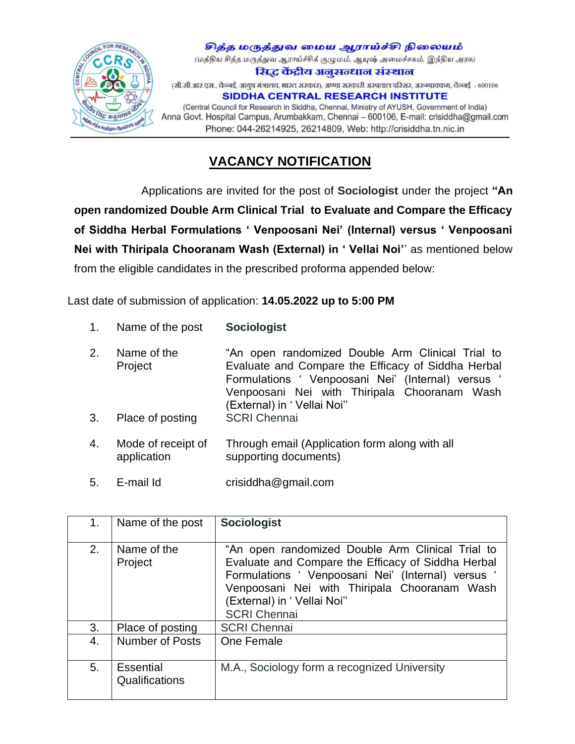சித்த மருத்துவ மைய ஆராய்ச்சி நிலையம்

(மத்திய சித்த மருத்துவ ஆராய்ச்சிக் குழுமம், ஆயுஷ் அமைச்சகம், இந்திய அரசு)

सिद्ध केंद्रीय अनुसन्धान संस्थान

(सी.सी.आर.एस., चेन्नई, आयुष मंत्रालय, भारत सरकार), अण्णा सरकारी अस्पताल परिसर, अरुम्बाक्कम, चेन्नई - 600106

**SIDDHA CENTRAL RESEARCH INSTITUTE**

(Central Council for Research in Siddha, Chennai, Ministry of AYUSH, Government of India)
Anna Govt. Hospital Campus, Arumbakkam, Chennai – 600106, E-mail: crisiddha@gmail.com
Phone: 044-26214925, 26214809, Web: http://crisiddha.tn.nic.in

# VACANCY NOTIFICATION

Applications are invited for the post of **Sociologist** under the project **"An open randomized Double Arm Clinical Trial to Evaluate and Compare the Efficacy of Siddha Herbal Formulations ' Venpoosani Nei' (Internal) versus ' Venpoosani Nei with Thiripala Chooranam Wash (External) in ' Vellai Noi''** as mentioned below from the eligible candidates in the prescribed proforma appended below:

Last date of submission of application: **14.05.2022 up to 5:00 PM**

1. Name of the post — **Sociologist**
2. Name of the Project — "An open randomized Double Arm Clinical Trial to Evaluate and Compare the Efficacy of Siddha Herbal Formulations ' Venpoosani Nei' (Internal) versus ' Venpoosani Nei with Thiripala Chooranam Wash (External) in ' Vellai Noi''
3. Place of posting — SCRI Chennai
4. Mode of receipt of application — Through email (Application form along with all supporting documents)
5. E-mail Id — crisiddha@gmail.com

| 1. | Name of the post | **Sociologist** |
|---|---|---|
| 2. | Name of the Project | "An open randomized Double Arm Clinical Trial to Evaluate and Compare the Efficacy of Siddha Herbal Formulations ' Venpoosani Nei' (Internal) versus ' Venpoosani Nei with Thiripala Chooranam Wash (External) in ' Vellai Noi'' SCRI Chennai |
| 3. | Place of posting | SCRI Chennai |
| 4. | Number of Posts | One Female |
| 5. | Essential Qualifications | M.A., Sociology form a recognized University |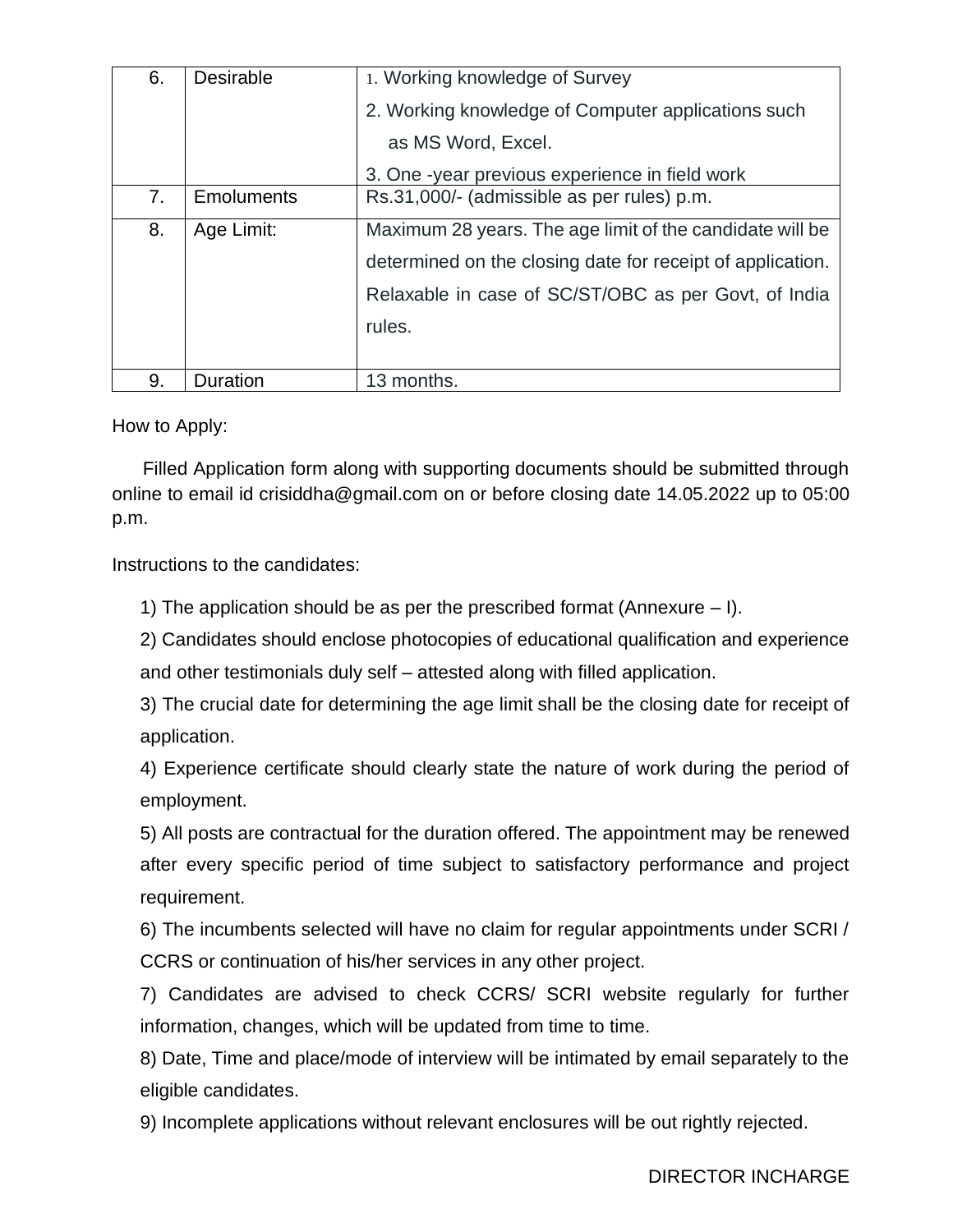| | | |
|---|---|---|
| 6. | Desirable | 1. Working knowledge of Survey<br>2. Working knowledge of Computer applications such as MS Word, Excel.<br>3. One -year previous experience in field work |
| 7. | Emoluments | Rs.31,000/- (admissible as per rules) p.m. |
| 8. | Age Limit: | Maximum 28 years. The age limit of the candidate will be determined on the closing date for receipt of application. Relaxable in case of SC/ST/OBC as per Govt, of India rules. |
| 9. | Duration | 13 months. |

How to Apply:

Filled Application form along with supporting documents should be submitted through online to email id crisiddha@gmail.com on or before closing date 14.05.2022 up to 05:00 p.m.

Instructions to the candidates:

1) The application should be as per the prescribed format (Annexure – I).

2) Candidates should enclose photocopies of educational qualification and experience and other testimonials duly self – attested along with filled application.

3) The crucial date for determining the age limit shall be the closing date for receipt of application.

4) Experience certificate should clearly state the nature of work during the period of employment.

5) All posts are contractual for the duration offered. The appointment may be renewed after every specific period of time subject to satisfactory performance and project requirement.

6) The incumbents selected will have no claim for regular appointments under SCRI / CCRS or continuation of his/her services in any other project.

7) Candidates are advised to check CCRS/ SCRI website regularly for further information, changes, which will be updated from time to time.

8) Date, Time and place/mode of interview will be intimated by email separately to the eligible candidates.

9) Incomplete applications without relevant enclosures will be out rightly rejected.

DIRECTOR INCHARGE